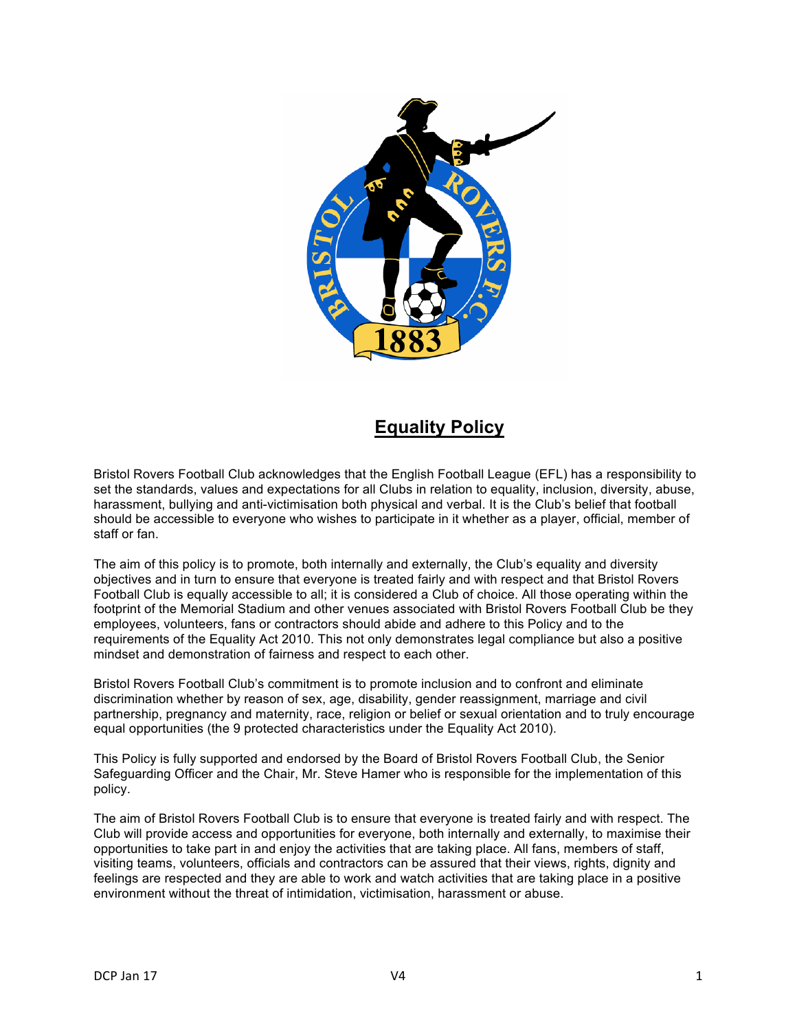# Equality Policy

Bristol Rovers Football Club acknowledges that the English Football League (EFL) has a responsibility to set the standards, values and expectations for all Clubs in relation to equality, inclusion, diversity, abuse, harassment, bullying and anti-victimisation both physical and verbal. It is the Club's belief that football should be accessible to everyone who wishes to participate in it whether as a player, official, member of staff or fan.

The aim of this policy is to promote, both internally and externally, the Club's equality and diversity objectives and in turn to ensure that everyone is treated fairly and with respect and that Bristol Rovers Football Club is equally accessible to all; it is considered a Club of choice. All those operating within the footprint of the Memorial Stadium and other venues associated with Bristol Rovers Football Club be they employees, volunteers, fans or contractors should abide and adhere to this Policy and to the requirements of the Equality Act 2010. This not only demonstrates legal compliance but also a positive mindset and demonstration of fairness and respect to each other.

Bristol Rovers Football Club's commitment is to promote inclusion and to confront and eliminate discrimination whether by reason of sex, age, disability, gender reassignment, marriage and civil partnership, pregnancy and maternity, race, religion or belief or sexual orientation and to truly encourage equal opportunities (the 9 protected characteristics under the Equality Act 2010).

This Policy is fully supported and endorsed by the Board of Bristol Rovers Football Club, the Senior Safeguarding Officer and the Chair, Mr. Steve Hamer who is responsible for the implementation of this policy.

The aim of Bristol Rovers Football Club is to ensure that everyone is treated fairly and with respect. The Club will provide access and opportunities for everyone, both internally and externally, to maximise their opportunities to take part in and enjoy the activities that are taking place. All fans, members of staff, visiting teams, volunteers, officials and contractors can be assured that their views, rights, dignity and feelings are respected and they are able to work and watch activities that are taking place in a positive environment without the threat of intimidation, victimisation, harassment or abuse.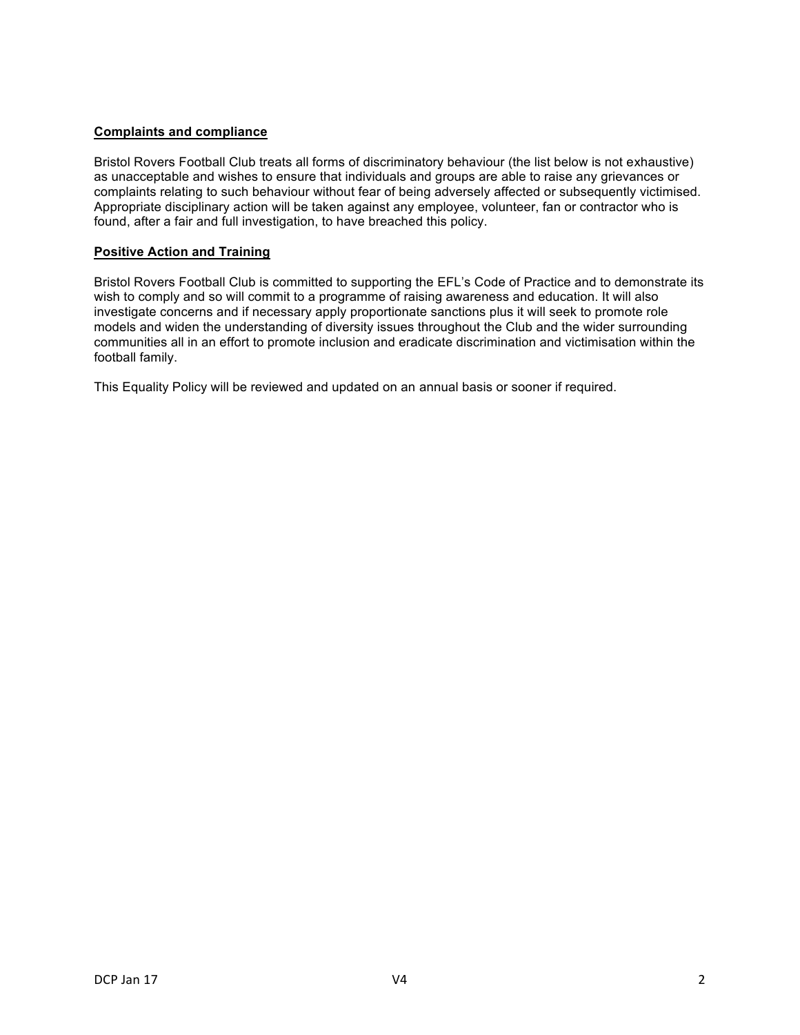**Complaints and compliance**

Bristol Rovers Football Club treats all forms of discriminatory behaviour (the list below is not exhaustive) as unacceptable and wishes to ensure that individuals and groups are able to raise any grievances or complaints relating to such behaviour without fear of being adversely affected or subsequently victimised. Appropriate disciplinary action will be taken against any employee, volunteer, fan or contractor who is found, after a fair and full investigation, to have breached this policy.

**Positive Action and Training**

Bristol Rovers Football Club is committed to supporting the EFL's Code of Practice and to demonstrate its wish to comply and so will commit to a programme of raising awareness and education. It will also investigate concerns and if necessary apply proportionate sanctions plus it will seek to promote role models and widen the understanding of diversity issues throughout the Club and the wider surrounding communities all in an effort to promote inclusion and eradicate discrimination and victimisation within the football family.

This Equality Policy will be reviewed and updated on an annual basis or sooner if required.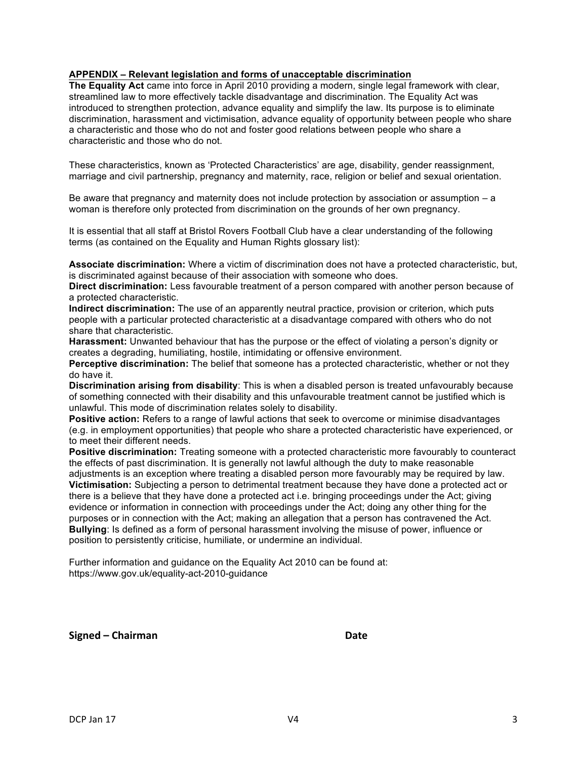**APPENDIX – Relevant legislation and forms of unacceptable discrimination**

**The Equality Act** came into force in April 2010 providing a modern, single legal framework with clear, streamlined law to more effectively tackle disadvantage and discrimination. The Equality Act was introduced to strengthen protection, advance equality and simplify the law. Its purpose is to eliminate discrimination, harassment and victimisation, advance equality of opportunity between people who share a characteristic and those who do not and foster good relations between people who share a characteristic and those who do not.

These characteristics, known as 'Protected Characteristics' are age, disability, gender reassignment, marriage and civil partnership, pregnancy and maternity, race, religion or belief and sexual orientation.

Be aware that pregnancy and maternity does not include protection by association or assumption – a woman is therefore only protected from discrimination on the grounds of her own pregnancy.

It is essential that all staff at Bristol Rovers Football Club have a clear understanding of the following terms (as contained on the Equality and Human Rights glossary list):

**Associate discrimination:** Where a victim of discrimination does not have a protected characteristic, but, is discriminated against because of their association with someone who does.
**Direct discrimination:** Less favourable treatment of a person compared with another person because of a protected characteristic.
**Indirect discrimination:** The use of an apparently neutral practice, provision or criterion, which puts people with a particular protected characteristic at a disadvantage compared with others who do not share that characteristic.
**Harassment:** Unwanted behaviour that has the purpose or the effect of violating a person's dignity or creates a degrading, humiliating, hostile, intimidating or offensive environment.
**Perceptive discrimination:** The belief that someone has a protected characteristic, whether or not they do have it.
**Discrimination arising from disability**: This is when a disabled person is treated unfavourably because of something connected with their disability and this unfavourable treatment cannot be justified which is unlawful. This mode of discrimination relates solely to disability.
**Positive action:** Refers to a range of lawful actions that seek to overcome or minimise disadvantages (e.g. in employment opportunities) that people who share a protected characteristic have experienced, or to meet their different needs.
**Positive discrimination:** Treating someone with a protected characteristic more favourably to counteract the effects of past discrimination. It is generally not lawful although the duty to make reasonable adjustments is an exception where treating a disabled person more favourably may be required by law.
**Victimisation:** Subjecting a person to detrimental treatment because they have done a protected act or there is a believe that they have done a protected act i.e. bringing proceedings under the Act; giving evidence or information in connection with proceedings under the Act; doing any other thing for the purposes or in connection with the Act; making an allegation that a person has contravened the Act.
**Bullying**: Is defined as a form of personal harassment involving the misuse of power, influence or position to persistently criticise, humiliate, or undermine an individual.

Further information and guidance on the Equality Act 2010 can be found at:
https://www.gov.uk/equality-act-2010-guidance

**Signed – Chairman** **Date**